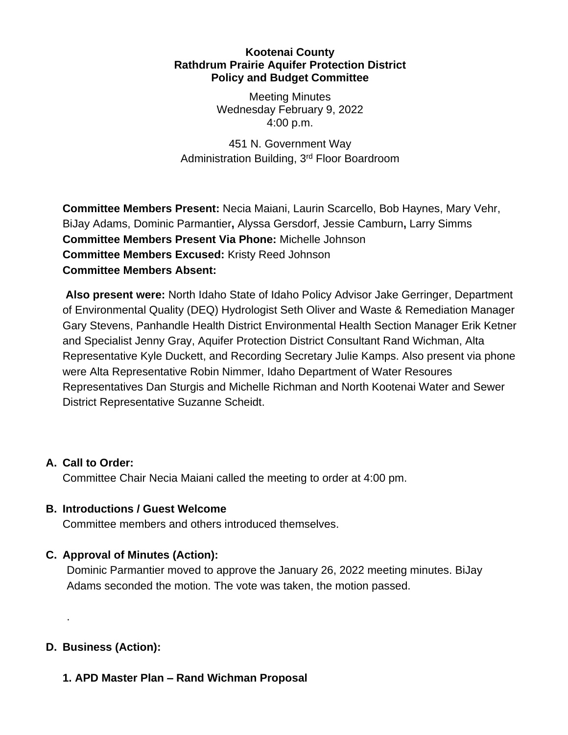**Kootenai County**
**Rathdrum Prairie Aquifer Protection District**
**Policy and Budget Committee**

Meeting Minutes
Wednesday February 9, 2022
4:00 p.m.

451 N. Government Way
Administration Building, 3rd Floor Boardroom

**Committee Members Present:** Necia Maiani, Laurin Scarcello, Bob Haynes, Mary Vehr, BiJay Adams, Dominic Parmantier**,** Alyssa Gersdorf, Jessie Camburn**,** Larry Simms
**Committee Members Present Via Phone:** Michelle Johnson
**Committee Members Excused:** Kristy Reed Johnson
**Committee Members Absent:**

**Also present were:** North Idaho State of Idaho Policy Advisor Jake Gerringer, Department of Environmental Quality (DEQ) Hydrologist Seth Oliver and Waste & Remediation Manager Gary Stevens, Panhandle Health District Environmental Health Section Manager Erik Ketner and Specialist Jenny Gray, Aquifer Protection District Consultant Rand Wichman, Alta Representative Kyle Duckett, and Recording Secretary Julie Kamps. Also present via phone were Alta Representative Robin Nimmer, Idaho Department of Water Resoures Representatives Dan Sturgis and Michelle Richman and North Kootenai Water and Sewer District Representative Suzanne Scheidt.

**A. Call to Order:**
Committee Chair Necia Maiani called the meeting to order at 4:00 pm.

**B. Introductions / Guest Welcome**
Committee members and others introduced themselves.

**C. Approval of Minutes (Action):**
Dominic Parmantier moved to approve the January 26, 2022 meeting minutes. BiJay Adams seconded the motion. The vote was taken, the motion passed.

.

**D. Business (Action):**

**1. APD Master Plan – Rand Wichman Proposal**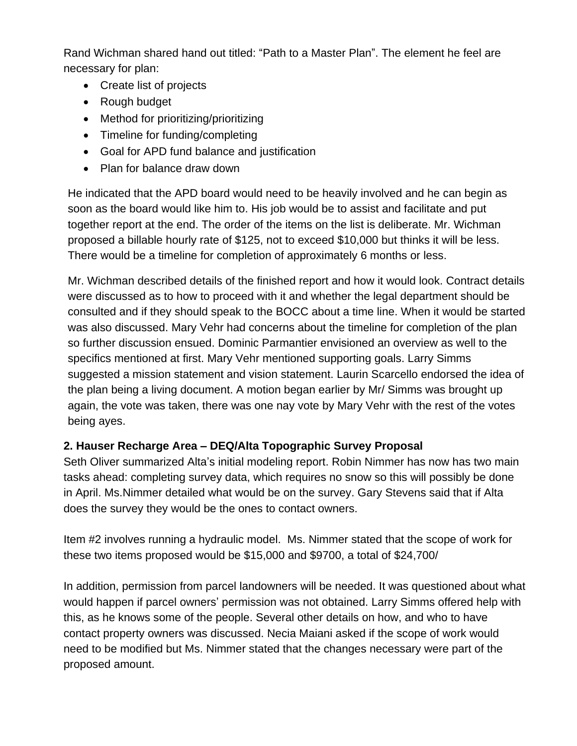Rand Wichman shared hand out titled: "Path to a Master Plan". The element he feel are necessary for plan:

- Create list of projects
- Rough budget
- Method for prioritizing/prioritizing
- Timeline for funding/completing
- Goal for APD fund balance and justification
- Plan for balance draw down

He indicated that the APD board would need to be heavily involved and he can begin as soon as the board would like him to. His job would be to assist and facilitate and put together report at the end. The order of the items on the list is deliberate. Mr. Wichman proposed a billable hourly rate of $125, not to exceed $10,000 but thinks it will be less. There would be a timeline for completion of approximately 6 months or less.

Mr. Wichman described details of the finished report and how it would look. Contract details were discussed as to how to proceed with it and whether the legal department should be consulted and if they should speak to the BOCC about a time line. When it would be started was also discussed. Mary Vehr had concerns about the timeline for completion of the plan so further discussion ensued. Dominic Parmantier envisioned an overview as well to the specifics mentioned at first. Mary Vehr mentioned supporting goals. Larry Simms suggested a mission statement and vision statement. Laurin Scarcello endorsed the idea of the plan being a living document. A motion began earlier by Mr/ Simms was brought up again, the vote was taken, there was one nay vote by Mary Vehr with the rest of the votes being ayes.

**2. Hauser Recharge Area – DEQ/Alta Topographic Survey Proposal**

Seth Oliver summarized Alta's initial modeling report. Robin Nimmer has now has two main tasks ahead: completing survey data, which requires no snow so this will possibly be done in April. Ms.Nimmer detailed what would be on the survey. Gary Stevens said that if Alta does the survey they would be the ones to contact owners.

Item #2 involves running a hydraulic model. Ms. Nimmer stated that the scope of work for these two items proposed would be $15,000 and $9700, a total of $24,700/

In addition, permission from parcel landowners will be needed. It was questioned about what would happen if parcel owners' permission was not obtained. Larry Simms offered help with this, as he knows some of the people. Several other details on how, and who to have contact property owners was discussed. Necia Maiani asked if the scope of work would need to be modified but Ms. Nimmer stated that the changes necessary were part of the proposed amount.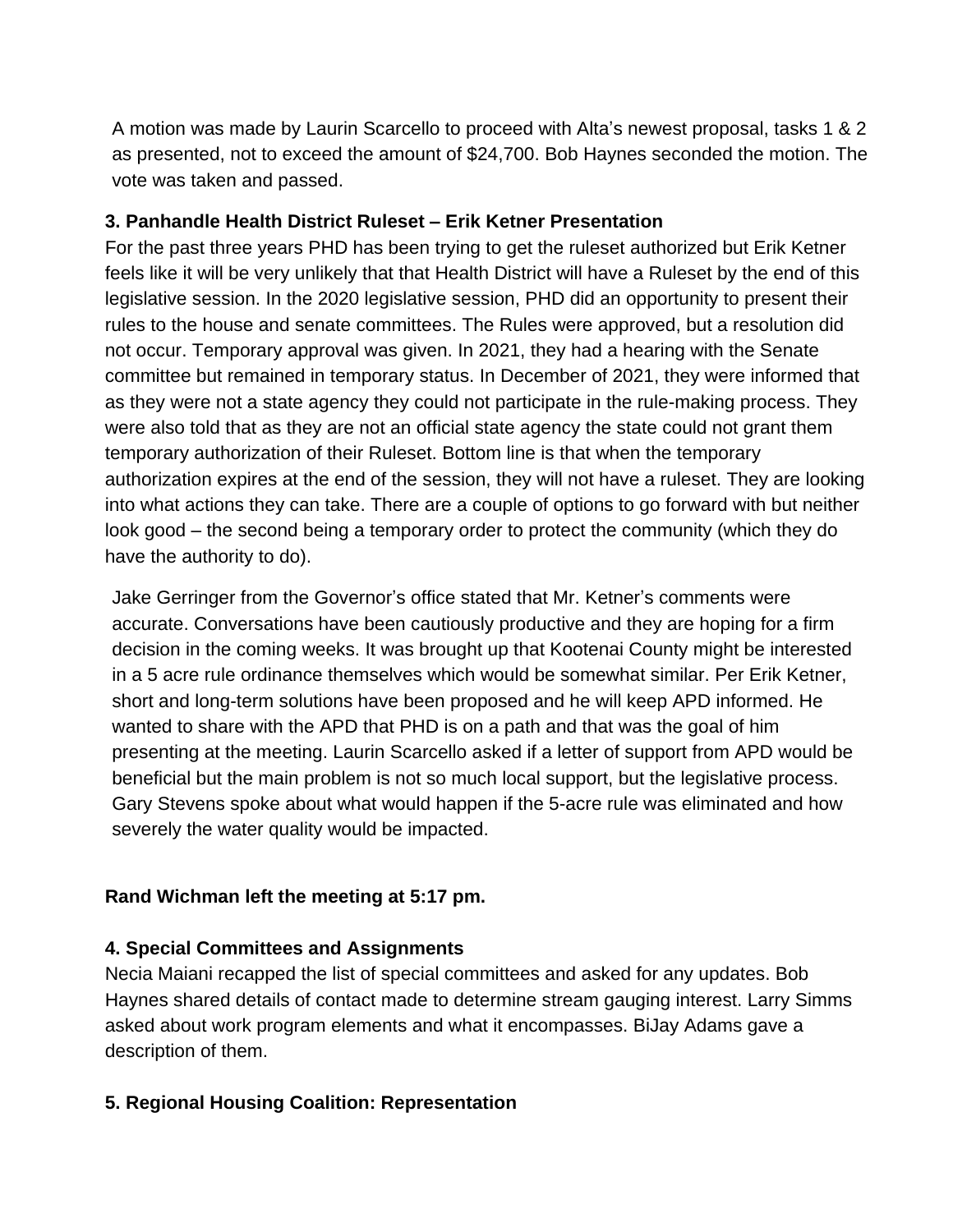A motion was made by Laurin Scarcello to proceed with Alta's newest proposal, tasks 1 & 2 as presented, not to exceed the amount of $24,700. Bob Haynes seconded the motion. The vote was taken and passed.

**3. Panhandle Health District Ruleset – Erik Ketner Presentation**

For the past three years PHD has been trying to get the ruleset authorized but Erik Ketner feels like it will be very unlikely that that Health District will have a Ruleset by the end of this legislative session. In the 2020 legislative session, PHD did an opportunity to present their rules to the house and senate committees. The Rules were approved, but a resolution did not occur. Temporary approval was given. In 2021, they had a hearing with the Senate committee but remained in temporary status. In December of 2021, they were informed that as they were not a state agency they could not participate in the rule-making process. They were also told that as they are not an official state agency the state could not grant them temporary authorization of their Ruleset. Bottom line is that when the temporary authorization expires at the end of the session, they will not have a ruleset. They are looking into what actions they can take. There are a couple of options to go forward with but neither look good – the second being a temporary order to protect the community (which they do have the authority to do).

Jake Gerringer from the Governor's office stated that Mr. Ketner's comments were accurate. Conversations have been cautiously productive and they are hoping for a firm decision in the coming weeks. It was brought up that Kootenai County might be interested in a 5 acre rule ordinance themselves which would be somewhat similar. Per Erik Ketner, short and long-term solutions have been proposed and he will keep APD informed. He wanted to share with the APD that PHD is on a path and that was the goal of him presenting at the meeting. Laurin Scarcello asked if a letter of support from APD would be beneficial but the main problem is not so much local support, but the legislative process. Gary Stevens spoke about what would happen if the 5-acre rule was eliminated and how severely the water quality would be impacted.

**Rand Wichman left the meeting at 5:17 pm.**

**4. Special Committees and Assignments**

Necia Maiani recapped the list of special committees and asked for any updates. Bob Haynes shared details of contact made to determine stream gauging interest. Larry Simms asked about work program elements and what it encompasses. BiJay Adams gave a description of them.

**5. Regional Housing Coalition: Representation**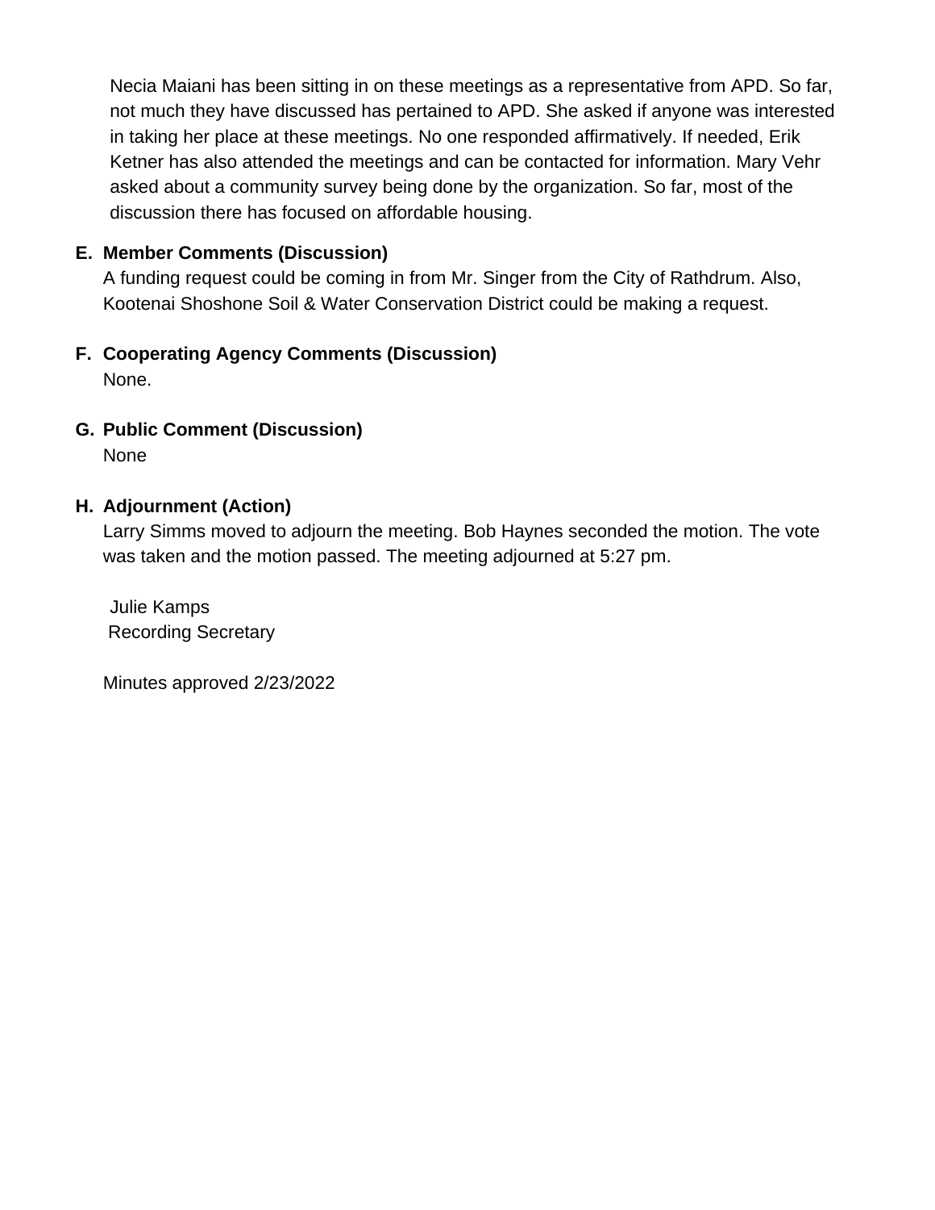Necia Maiani has been sitting in on these meetings as a representative from APD. So far, not much they have discussed has pertained to APD. She asked if anyone was interested in taking her place at these meetings. No one responded affirmatively. If needed, Erik Ketner has also attended the meetings and can be contacted for information. Mary Vehr asked about a community survey being done by the organization. So far, most of the discussion there has focused on affordable housing.

**E. Member Comments (Discussion)**

A funding request could be coming in from Mr. Singer from the City of Rathdrum. Also, Kootenai Shoshone Soil & Water Conservation District could be making a request.

**F. Cooperating Agency Comments (Discussion)**

None.

**G. Public Comment (Discussion)**

None

**H. Adjournment (Action)**

Larry Simms moved to adjourn the meeting. Bob Haynes seconded the motion. The vote was taken and the motion passed. The meeting adjourned at 5:27 pm.

Julie Kamps
Recording Secretary

Minutes approved 2/23/2022